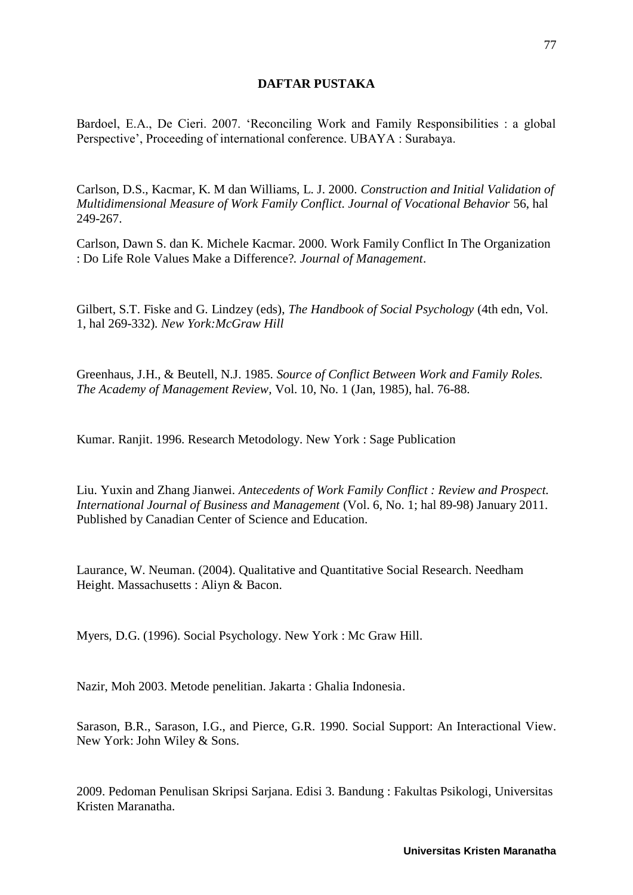# DAFTAR PUSTAKA

Bardoel, E.A., De Cieri. 2007. 'Reconciling Work and Family Responsibilities : a global Perspective', Proceeding of international conference. UBAYA : Surabaya.

Carlson, D.S., Kacmar, K. M dan Williams, L. J. 2000. *Construction and Initial Validation of Multidimensional Measure of Work Family Conflict. Journal of Vocational Behavior* 56, hal 249-267.

Carlson, Dawn S. dan K. Michele Kacmar. 2000. Work Family Conflict In The Organization : Do Life Role Values Make a Difference?. *Journal of Management*.

Gilbert, S.T. Fiske and G. Lindzey (eds), *The Handbook of Social Psychology* (4th edn, Vol. 1, hal 269-332). *New York:McGraw Hill*

Greenhaus, J.H., & Beutell, N.J. 1985. *Source of Conflict Between Work and Family Roles. The Academy of Management Review*, Vol. 10, No. 1 (Jan, 1985), hal. 76-88.

Kumar. Ranjit. 1996. Research Metodology. New York : Sage Publication

Liu. Yuxin and Zhang Jianwei. *Antecedents of Work Family Conflict : Review and Prospect. International Journal of Business and Management* (Vol. 6, No. 1; hal 89-98) January 2011. Published by Canadian Center of Science and Education.

Laurance, W. Neuman. (2004). Qualitative and Quantitative Social Research. Needham Height. Massachusetts : Aliyn & Bacon.

Myers, D.G. (1996). Social Psychology. New York : Mc Graw Hill.

Nazir, Moh 2003. Metode penelitian. Jakarta : Ghalia Indonesia.

Sarason, B.R., Sarason, I.G., and Pierce, G.R. 1990. Social Support: An Interactional View. New York: John Wiley & Sons.

2009. Pedoman Penulisan Skripsi Sarjana. Edisi 3. Bandung : Fakultas Psikologi, Universitas Kristen Maranatha.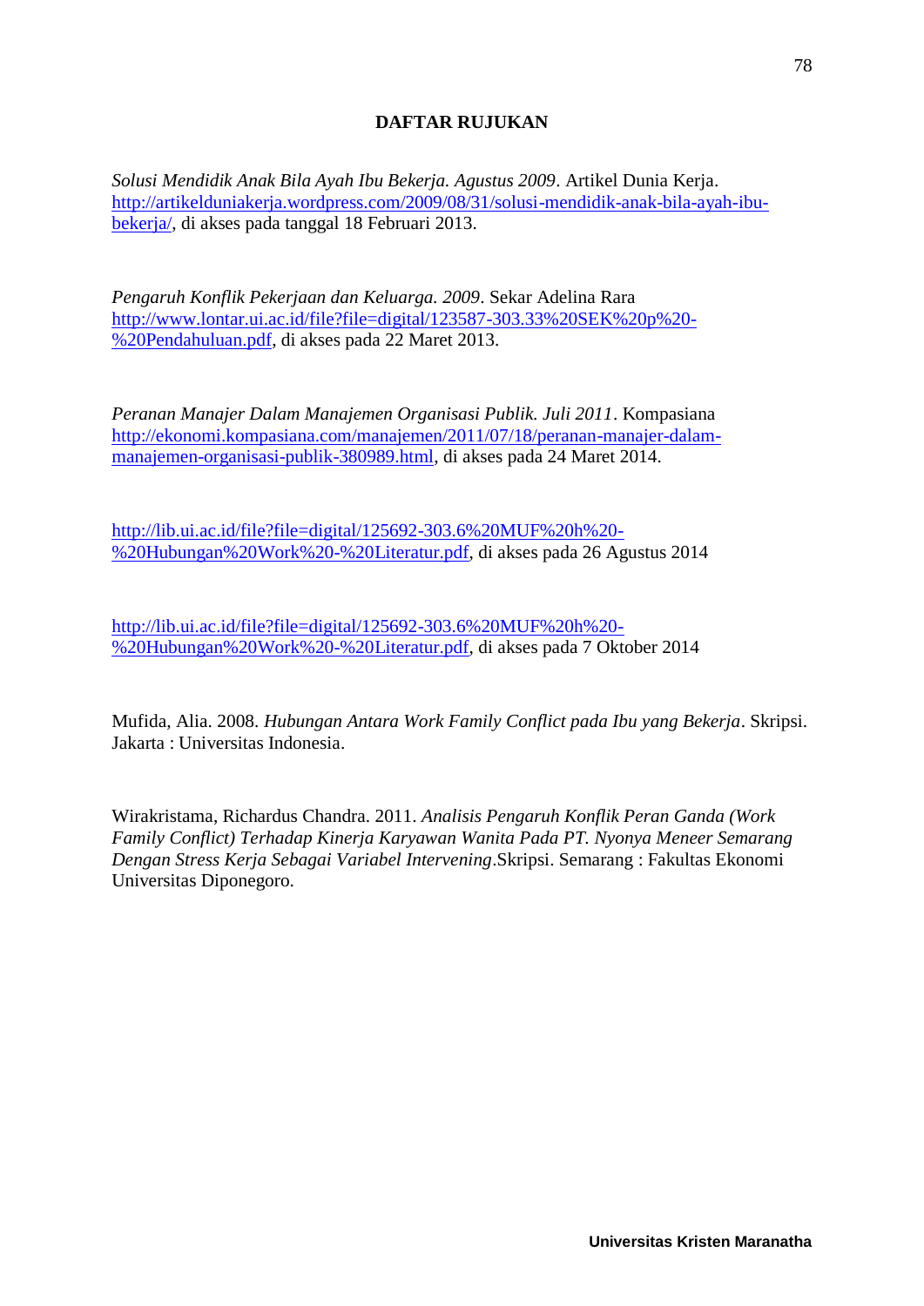# DAFTAR RUJUKAN

*Solusi Mendidik Anak Bila Ayah Ibu Bekerja. Agustus 2009*. Artikel Dunia Kerja. http://artikelduniakerja.wordpress.com/2009/08/31/solusi-mendidik-anak-bila-ayah-ibu-bekerja/, di akses pada tanggal 18 Februari 2013.

*Pengaruh Konflik Pekerjaan dan Keluarga. 2009*. Sekar Adelina Rara http://www.lontar.ui.ac.id/file?file=digital/123587-303.33%20SEK%20p%20-%20Pendahuluan.pdf, di akses pada 22 Maret 2013.

*Peranan Manajer Dalam Manajemen Organisasi Publik. Juli 2011*. Kompasiana http://ekonomi.kompasiana.com/manajemen/2011/07/18/peranan-manajer-dalam-manajemen-organisasi-publik-380989.html, di akses pada 24 Maret 2014.

http://lib.ui.ac.id/file?file=digital/125692-303.6%20MUF%20h%20-%20Hubungan%20Work%20-%20Literatur.pdf, di akses pada 26 Agustus 2014

http://lib.ui.ac.id/file?file=digital/125692-303.6%20MUF%20h%20-%20Hubungan%20Work%20-%20Literatur.pdf, di akses pada 7 Oktober 2014

Mufida, Alia. 2008. *Hubungan Antara Work Family Conflict pada Ibu yang Bekerja*. Skripsi. Jakarta : Universitas Indonesia.

Wirakristama, Richardus Chandra. 2011. *Analisis Pengaruh Konflik Peran Ganda (Work Family Conflict) Terhadap Kinerja Karyawan Wanita Pada PT. Nyonya Meneer Semarang Dengan Stress Kerja Sebagai Variabel Intervening*.Skripsi. Semarang : Fakultas Ekonomi Universitas Diponegoro.